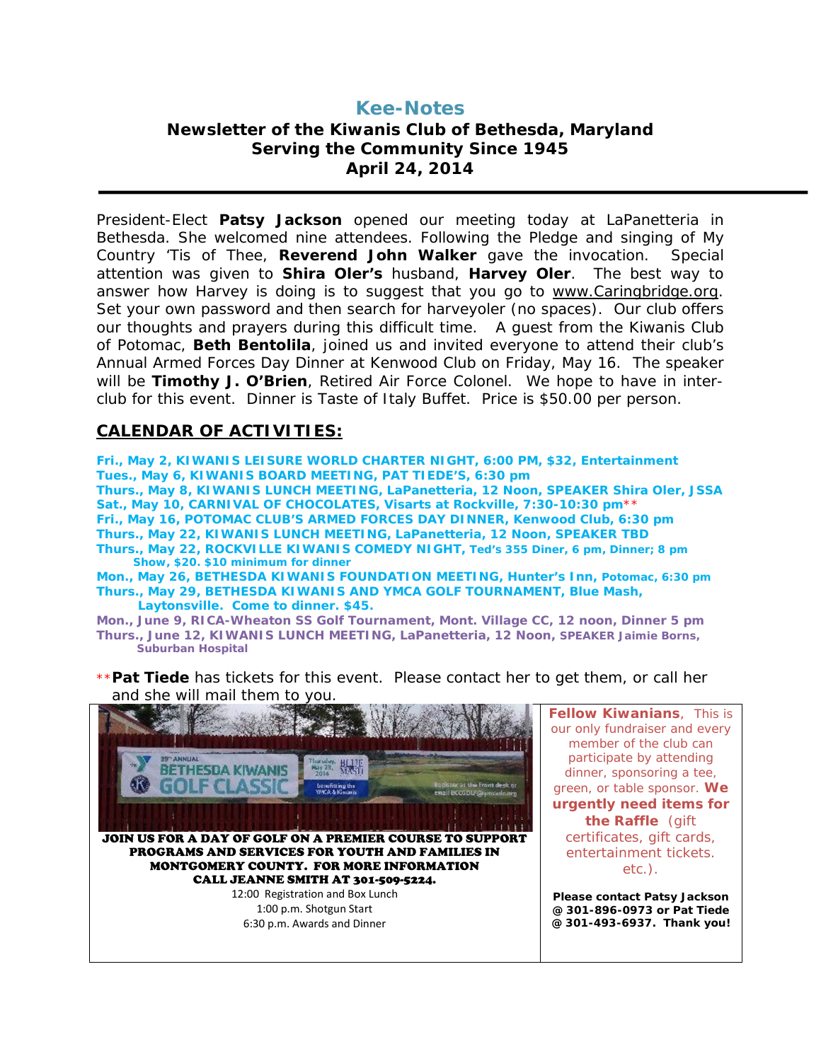# Kee-Notes

## Newsletter of the Kiwanis Club of Bethesda, Maryland
## Serving the Community Since 1945
## April 24, 2014

President-Elect **Patsy Jackson** opened our meeting today at LaPanetteria in Bethesda. She welcomed nine attendees. Following the Pledge and singing of My Country 'Tis of Thee, **Reverend John Walker** gave the invocation. Special attention was given to **Shira Oler's** husband, **Harvey Oler**. The best way to answer how Harvey is doing is to suggest that you go to www.Caringbridge.org. Set your own password and then search for harveyoler (no spaces). Our club offers our thoughts and prayers during this difficult time. A guest from the Kiwanis Club of Potomac, **Beth Bentolila**, joined us and invited everyone to attend their club's Annual Armed Forces Day Dinner at Kenwood Club on Friday, May 16. The speaker will be **Timothy J. O'Brien**, Retired Air Force Colonel. We hope to have in inter-club for this event. Dinner is Taste of Italy Buffet. Price is $50.00 per person.

## CALENDAR OF ACTIVITIES:

**Fri., May 2, KIWANIS LEISURE WORLD CHARTER NIGHT, 6:00 PM, $32, Entertainment**
**Tues., May 6, KIWANIS BOARD MEETING, PAT TIEDE'S, 6:30 pm**
**Thurs., May 8, KIWANIS LUNCH MEETING, LaPanetteria, 12 Noon, SPEAKER Shira Oler, JSSA**
**Sat., May 10, CARNIVAL OF CHOCOLATES, Visarts at Rockville, 7:30-10:30 pm****
**Fri., May 16, POTOMAC CLUB'S ARMED FORCES DAY DINNER, Kenwood Club, 6:30 pm**
**Thurs., May 22, KIWANIS LUNCH MEETING, LaPanetteria, 12 Noon, SPEAKER TBD**
**Thurs., May 22, ROCKVILLE KIWANIS COMEDY NIGHT, Ted's 355 Diner, 6 pm, Dinner; 8 pm Show, $20. $10 minimum for dinner**
**Mon., May 26, BETHESDA KIWANIS FOUNDATION MEETING, Hunter's Inn, Potomac, 6:30 pm**
**Thurs., May 29, BETHESDA KIWANIS AND YMCA GOLF TOURNAMENT, Blue Mash, Laytonsville. Come to dinner. $45.**
**Mon., June 9, RICA-Wheaton SS Golf Tournament, Mont. Village CC, 12 noon, Dinner 5 pm**
**Thurs., June 12, KIWANIS LUNCH MEETING, LaPanetteria, 12 Noon, SPEAKER Jaimie Borns, Suburban Hospital**

****Pat Tiede** has tickets for this event. Please contact her to get them, or call her and she will mail them to you.

**JOIN US FOR A DAY OF GOLF ON A PREMIER COURSE TO SUPPORT PROGRAMS AND SERVICES FOR YOUTH AND FAMILIES IN MONTGOMERY COUNTY. FOR MORE INFORMATION CALL JEANNE SMITH AT 301-509-5224.**

12:00 Registration and Box Lunch
1:00 p.m. Shotgun Start
6:30 p.m. Awards and Dinner

**Fellow Kiwanians**, This is our only fundraiser and every member of the club can participate by attending dinner, sponsoring a tee, green, or table sponsor. **We urgently need items for the Raffle** (gift certificates, gift cards, entertainment tickets. etc.).

**Please contact Patsy Jackson @ 301-896-0973 or Pat Tiede @ 301-493-6937. Thank you!**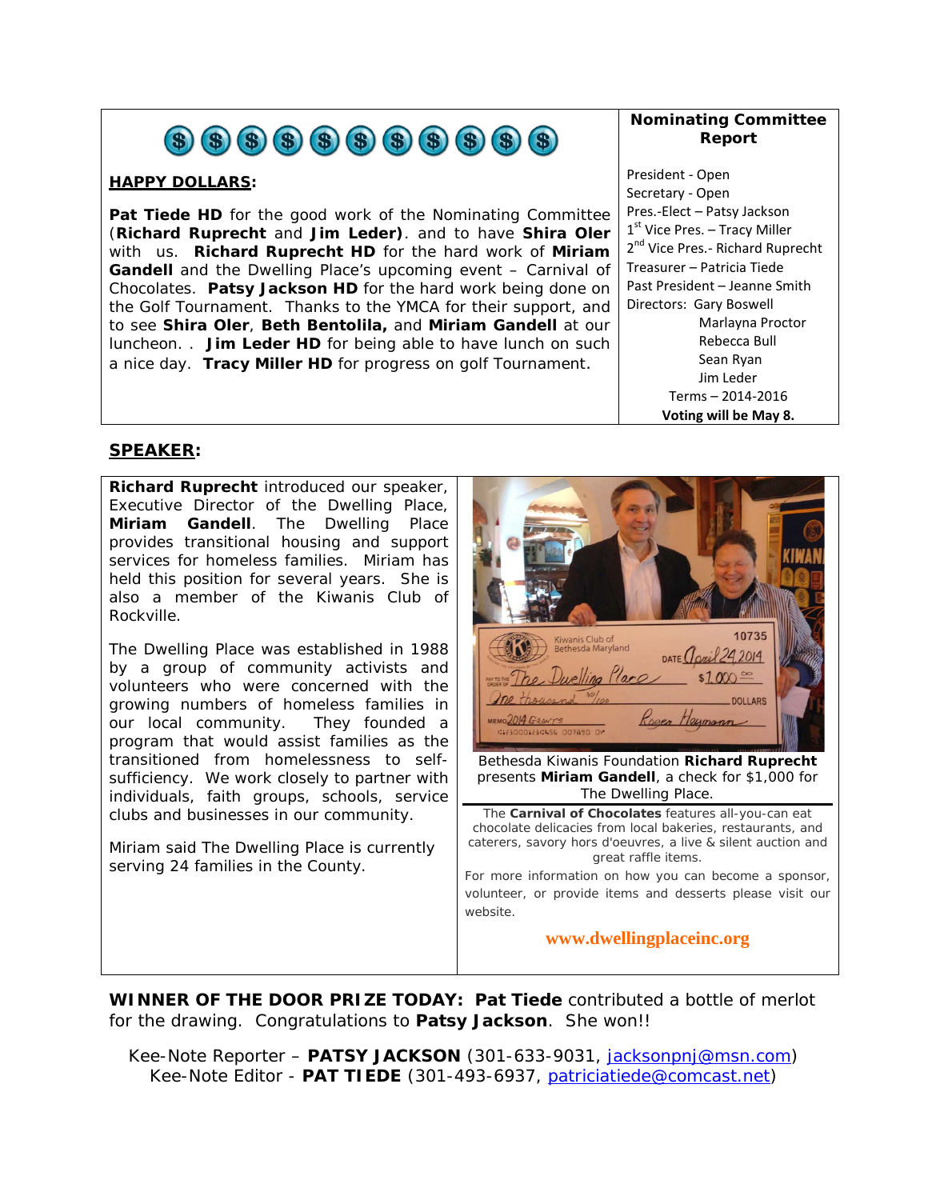## HAPPY DOLLARS:

**Pat Tiede HD** for the good work of the Nominating Committee (**Richard Ruprecht** and **Jim Leder)**. and to have **Shira Oler** with us. **Richard Ruprecht HD** for the hard work of **Miriam Gandell** and the Dwelling Place's upcoming event – Carnival of Chocolates. **Patsy Jackson HD** for the hard work being done on the Golf Tournament. Thanks to the YMCA for their support, and to see **Shira Oler**, **Beth Bentolila,** and **Miriam Gandell** at our luncheon. . **Jim Leder HD** for being able to have lunch on such a nice day. **Tracy Miller HD** for progress on golf Tournament.

### Nominating Committee Report

President - Open
Secretary - Open
Pres.-Elect – Patsy Jackson
1st Vice Pres. – Tracy Miller
2nd Vice Pres.- Richard Ruprecht
Treasurer – Patricia Tiede
Past President – Jeanne Smith
Directors: Gary Boswell
Marlayna Proctor
Rebecca Bull
Sean Ryan
Jim Leder
Terms – 2014-2016
**Voting will be May 8.**

## SPEAKER:

**Richard Ruprecht** introduced our speaker, Executive Director of the Dwelling Place, **Miriam Gandell**. The Dwelling Place provides transitional housing and support services for homeless families. Miriam has held this position for several years. She is also a member of the Kiwanis Club of Rockville.

The Dwelling Place was established in 1988 by a group of community activists and volunteers who were concerned with the growing numbers of homeless families in our local community. They founded a program that would assist families as the transitioned from homelessness to self-sufficiency. We work closely to partner with individuals, faith groups, schools, service clubs and businesses in our community.

Miriam said The Dwelling Place is currently serving 24 families in the County.

Bethesda Kiwanis Foundation **Richard Ruprecht** presents **Miriam Gandell**, a check for $1,000 for The Dwelling Place.

The **Carnival of Chocolates** features all-you-can eat chocolate delicacies from local bakeries, restaurants, and caterers, savory hors d'oeuvres, a live & silent auction and great raffle items.

For more information on how you can become a sponsor, volunteer, or provide items and desserts please visit our website.

**www.dwellingplaceinc.org**

**WINNER OF THE DOOR PRIZE TODAY: Pat Tiede** contributed a bottle of merlot for the drawing. Congratulations to **Patsy Jackson**. She won!!

Kee-Note Reporter – **PATSY JACKSON** (301-633-9031, jacksonpnj@msn.com)
Kee-Note Editor - **PAT TIEDE** (301-493-6937, patriciatiede@comcast.net)